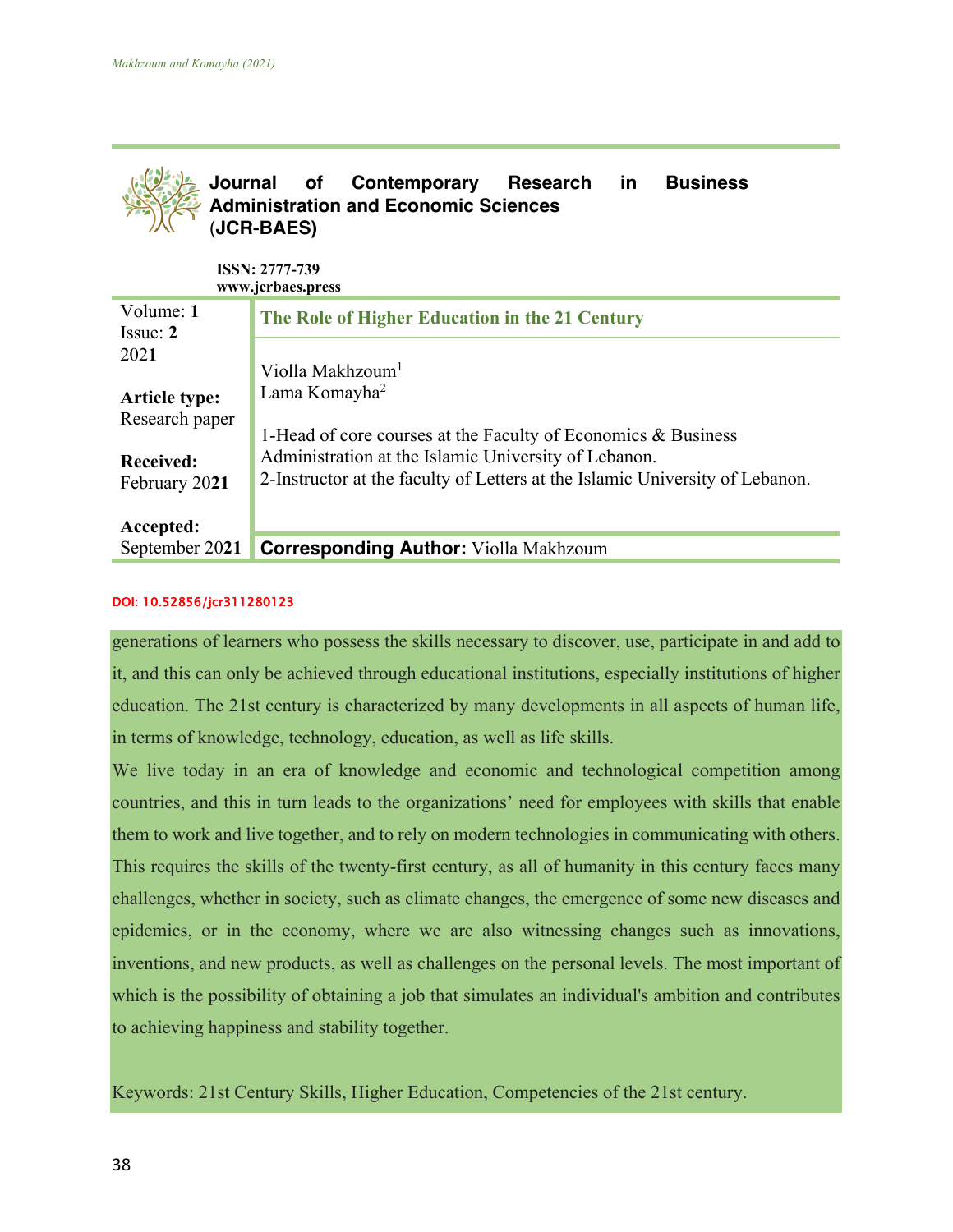# Journal of Contemporary Research in Business Administration and Economic Sciences (JCR-BAES)

**ISSN: 2777-739**
**www.jcrbaes.press**

| Volume: **1** Issue: **2** 202**1** | **The Role of Higher Education in the 21 Century** |
|---|---|
| **Article type:** Research paper | Violla Makhzoum[1] Lama Komayha[2] |
| **Received:** February 20**21** | 1-Head of core courses at the Faculty of Economics & Business Administration at the Islamic University of Lebanon. 2-Instructor at the faculty of Letters at the Islamic University of Lebanon. |
| **Accepted:** September 20**21** | **Corresponding Author:** Violla Makhzoum |

DOI: 10.52856/jcr311280123

generations of learners who possess the skills necessary to discover, use, participate in and add to it, and this can only be achieved through educational institutions, especially institutions of higher education. The 21st century is characterized by many developments in all aspects of human life, in terms of knowledge, technology, education, as well as life skills.

We live today in an era of knowledge and economic and technological competition among countries, and this in turn leads to the organizations' need for employees with skills that enable them to work and live together, and to rely on modern technologies in communicating with others. This requires the skills of the twenty-first century, as all of humanity in this century faces many challenges, whether in society, such as climate changes, the emergence of some new diseases and epidemics, or in the economy, where we are also witnessing changes such as innovations, inventions, and new products, as well as challenges on the personal levels. The most important of which is the possibility of obtaining a job that simulates an individual's ambition and contributes to achieving happiness and stability together.

Keywords: 21st Century Skills, Higher Education, Competencies of the 21st century.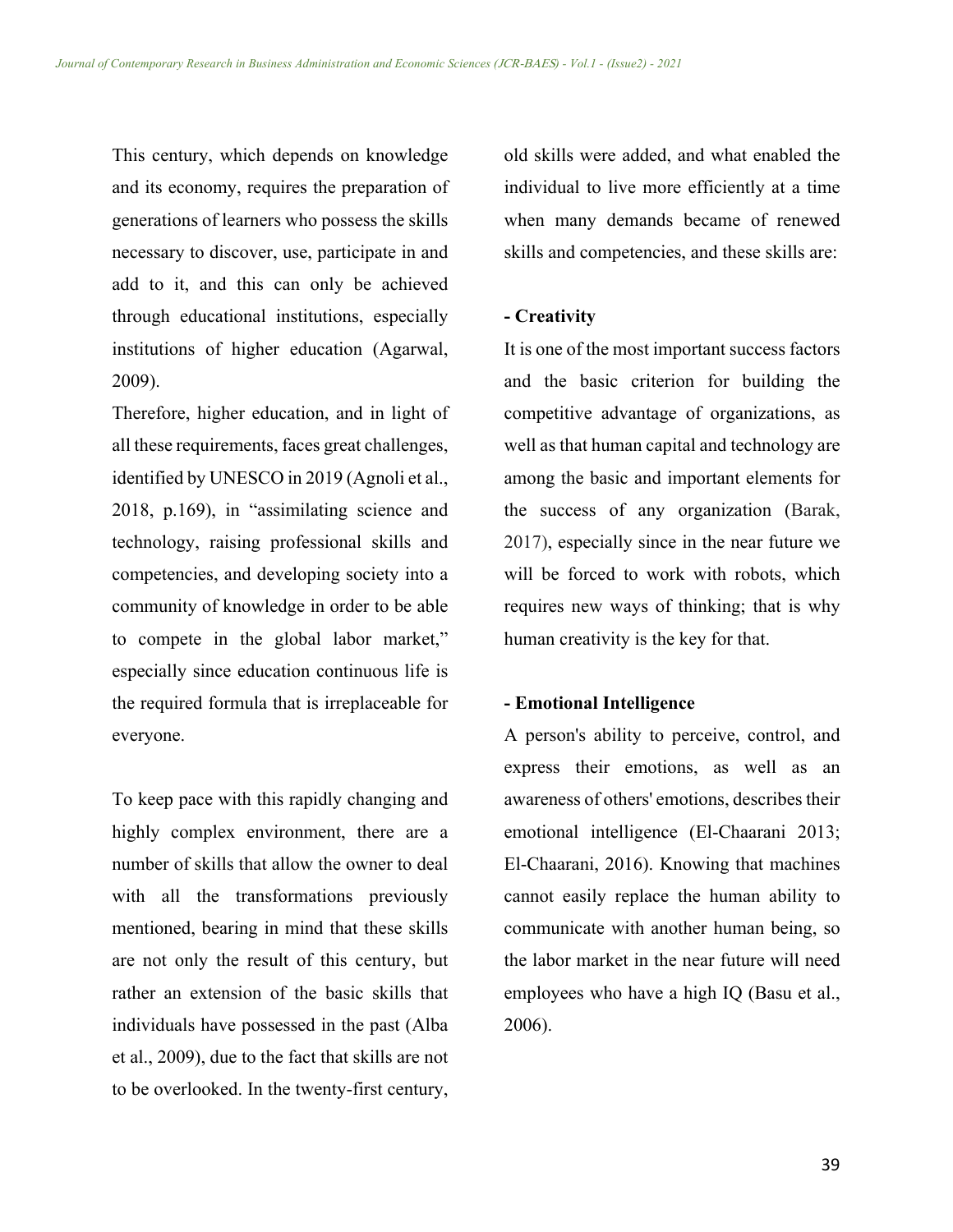This century, which depends on knowledge and its economy, requires the preparation of generations of learners who possess the skills necessary to discover, use, participate in and add to it, and this can only be achieved through educational institutions, especially institutions of higher education (Agarwal, 2009).

Therefore, higher education, and in light of all these requirements, faces great challenges, identified by UNESCO in 2019 (Agnoli et al., 2018, p.169), in "assimilating science and technology, raising professional skills and competencies, and developing society into a community of knowledge in order to be able to compete in the global labor market," especially since education continuous life is the required formula that is irreplaceable for everyone.

To keep pace with this rapidly changing and highly complex environment, there are a number of skills that allow the owner to deal with all the transformations previously mentioned, bearing in mind that these skills are not only the result of this century, but rather an extension of the basic skills that individuals have possessed in the past (Alba et al., 2009), due to the fact that skills are not to be overlooked. In the twenty-first century, old skills were added, and what enabled the individual to live more efficiently at a time when many demands became of renewed skills and competencies, and these skills are:

**- Creativity**

It is one of the most important success factors and the basic criterion for building the competitive advantage of organizations, as well as that human capital and technology are among the basic and important elements for the success of any organization (Barak, 2017), especially since in the near future we will be forced to work with robots, which requires new ways of thinking; that is why human creativity is the key for that.

**- Emotional Intelligence**

A person's ability to perceive, control, and express their emotions, as well as an awareness of others' emotions, describes their emotional intelligence (El-Chaarani 2013; El-Chaarani, 2016). Knowing that machines cannot easily replace the human ability to communicate with another human being, so the labor market in the near future will need employees who have a high IQ (Basu et al., 2006).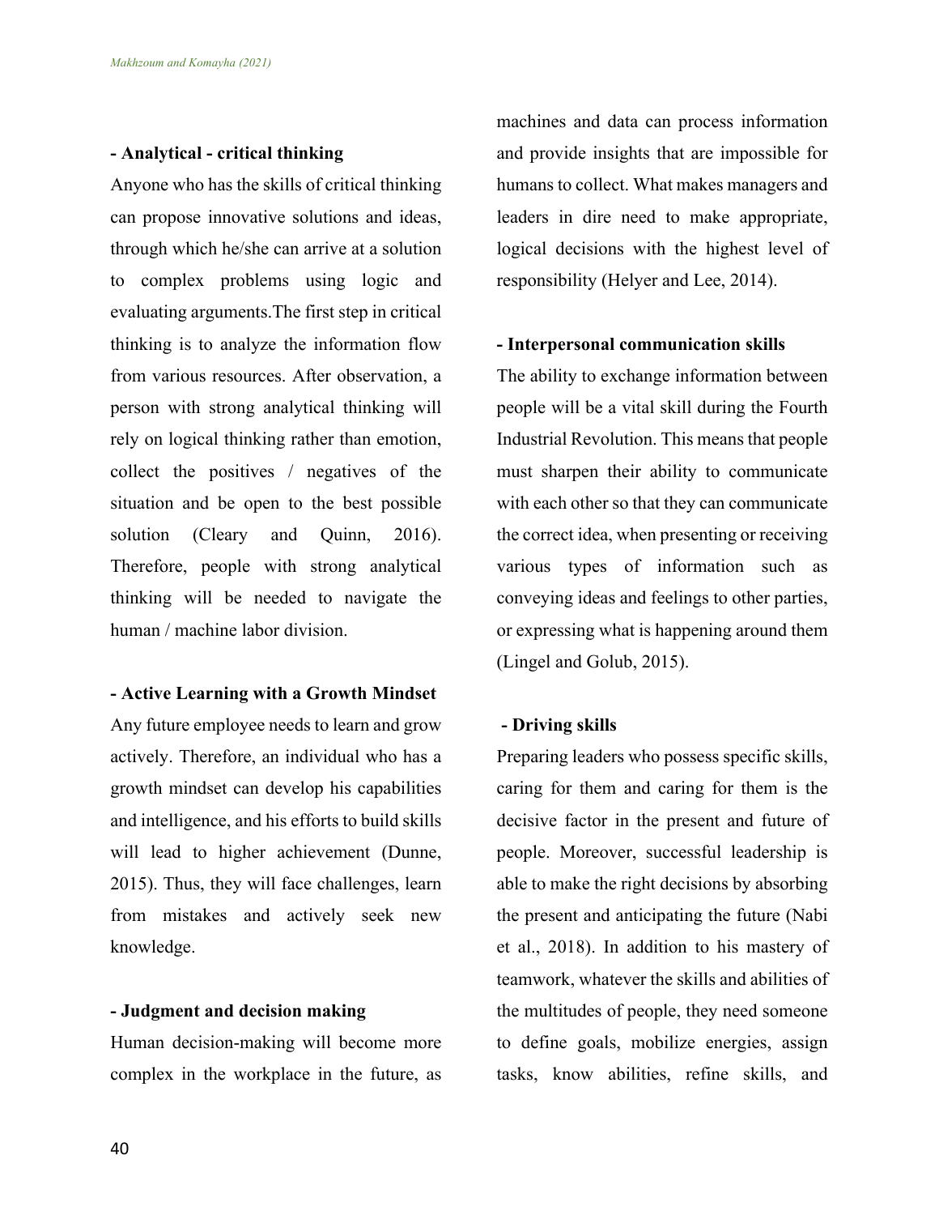**- Analytical - critical thinking**

Anyone who has the skills of critical thinking can propose innovative solutions and ideas, through which he/she can arrive at a solution to complex problems using logic and evaluating arguments.The first step in critical thinking is to analyze the information flow from various resources. After observation, a person with strong analytical thinking will rely on logical thinking rather than emotion, collect the positives / negatives of the situation and be open to the best possible solution (Cleary and Quinn, 2016). Therefore, people with strong analytical thinking will be needed to navigate the human / machine labor division.

**- Active Learning with a Growth Mindset**

Any future employee needs to learn and grow actively. Therefore, an individual who has a growth mindset can develop his capabilities and intelligence, and his efforts to build skills will lead to higher achievement (Dunne, 2015). Thus, they will face challenges, learn from mistakes and actively seek new knowledge.

**- Judgment and decision making**

Human decision-making will become more complex in the workplace in the future, as machines and data can process information and provide insights that are impossible for humans to collect. What makes managers and leaders in dire need to make appropriate, logical decisions with the highest level of responsibility (Helyer and Lee, 2014).

**- Interpersonal communication skills**

The ability to exchange information between people will be a vital skill during the Fourth Industrial Revolution. This means that people must sharpen their ability to communicate with each other so that they can communicate the correct idea, when presenting or receiving various types of information such as conveying ideas and feelings to other parties, or expressing what is happening around them (Lingel and Golub, 2015).

**- Driving skills**

Preparing leaders who possess specific skills, caring for them and caring for them is the decisive factor in the present and future of people. Moreover, successful leadership is able to make the right decisions by absorbing the present and anticipating the future (Nabi et al., 2018). In addition to his mastery of teamwork, whatever the skills and abilities of the multitudes of people, they need someone to define goals, mobilize energies, assign tasks, know abilities, refine skills, and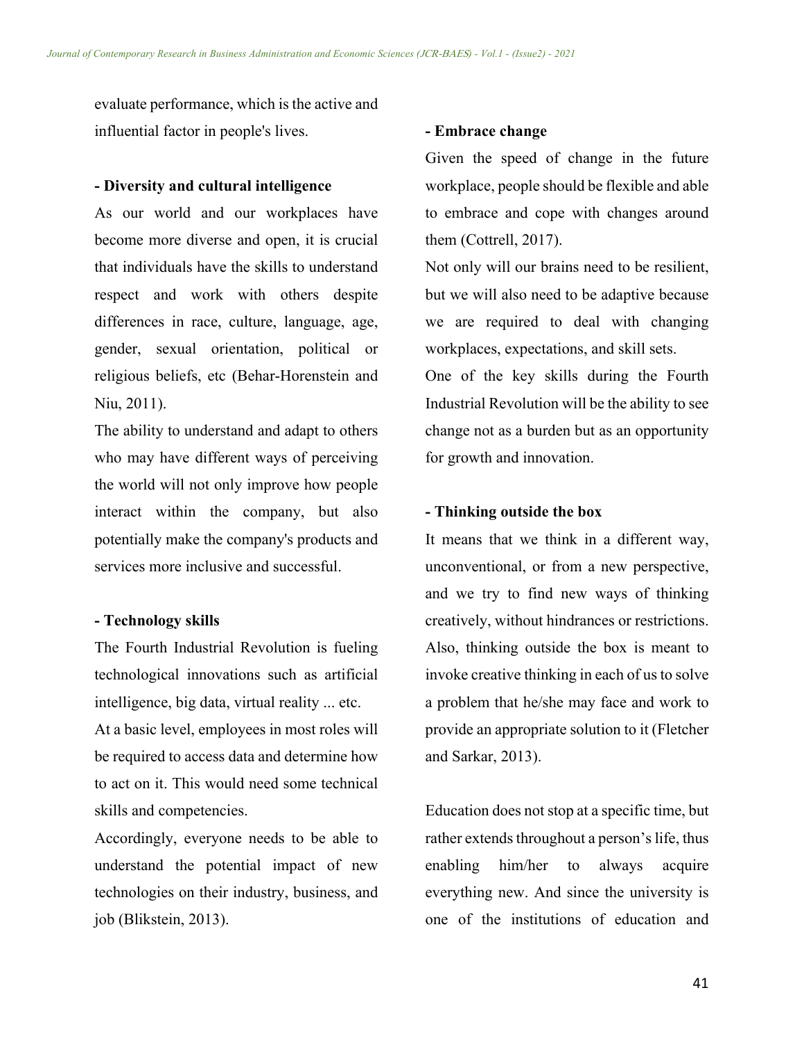evaluate performance, which is the active and influential factor in people's lives.

**- Diversity and cultural intelligence**

As our world and our workplaces have become more diverse and open, it is crucial that individuals have the skills to understand respect and work with others despite differences in race, culture, language, age, gender, sexual orientation, political or religious beliefs, etc (Behar-Horenstein and Niu, 2011).

The ability to understand and adapt to others who may have different ways of perceiving the world will not only improve how people interact within the company, but also potentially make the company's products and services more inclusive and successful.

**- Technology skills**

The Fourth Industrial Revolution is fueling technological innovations such as artificial intelligence, big data, virtual reality ... etc.

At a basic level, employees in most roles will be required to access data and determine how to act on it. This would need some technical skills and competencies.

Accordingly, everyone needs to be able to understand the potential impact of new technologies on their industry, business, and job (Blikstein, 2013).

**- Embrace change**

Given the speed of change in the future workplace, people should be flexible and able to embrace and cope with changes around them (Cottrell, 2017).

Not only will our brains need to be resilient, but we will also need to be adaptive because we are required to deal with changing workplaces, expectations, and skill sets.

One of the key skills during the Fourth Industrial Revolution will be the ability to see change not as a burden but as an opportunity for growth and innovation.

**- Thinking outside the box**

It means that we think in a different way, unconventional, or from a new perspective, and we try to find new ways of thinking creatively, without hindrances or restrictions. Also, thinking outside the box is meant to invoke creative thinking in each of us to solve a problem that he/she may face and work to provide an appropriate solution to it (Fletcher and Sarkar, 2013).

Education does not stop at a specific time, but rather extends throughout a person's life, thus enabling him/her to always acquire everything new. And since the university is one of the institutions of education and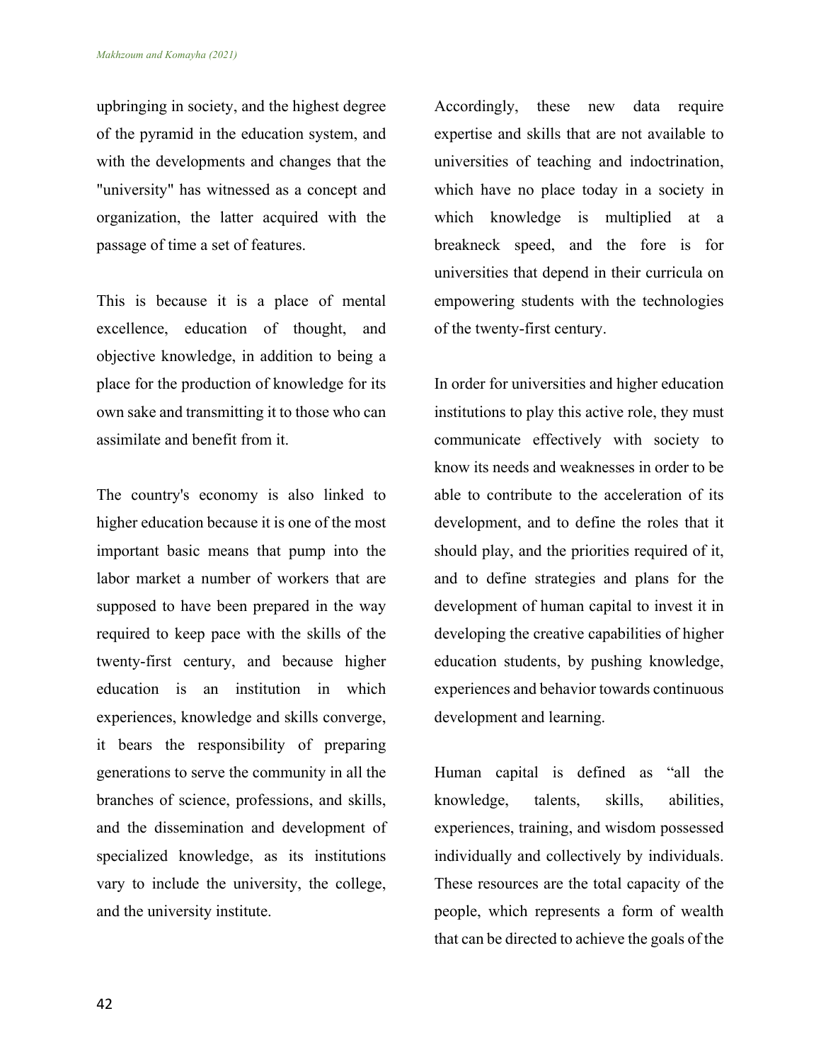upbringing in society, and the highest degree of the pyramid in the education system, and with the developments and changes that the "university" has witnessed as a concept and organization, the latter acquired with the passage of time a set of features.

This is because it is a place of mental excellence, education of thought, and objective knowledge, in addition to being a place for the production of knowledge for its own sake and transmitting it to those who can assimilate and benefit from it.

The country's economy is also linked to higher education because it is one of the most important basic means that pump into the labor market a number of workers that are supposed to have been prepared in the way required to keep pace with the skills of the twenty-first century, and because higher education is an institution in which experiences, knowledge and skills converge, it bears the responsibility of preparing generations to serve the community in all the branches of science, professions, and skills, and the dissemination and development of specialized knowledge, as its institutions vary to include the university, the college, and the university institute.

Accordingly, these new data require expertise and skills that are not available to universities of teaching and indoctrination, which have no place today in a society in which knowledge is multiplied at a breakneck speed, and the fore is for universities that depend in their curricula on empowering students with the technologies of the twenty-first century.

In order for universities and higher education institutions to play this active role, they must communicate effectively with society to know its needs and weaknesses in order to be able to contribute to the acceleration of its development, and to define the roles that it should play, and the priorities required of it, and to define strategies and plans for the development of human capital to invest it in developing the creative capabilities of higher education students, by pushing knowledge, experiences and behavior towards continuous development and learning.

Human capital is defined as “all the knowledge, talents, skills, abilities, experiences, training, and wisdom possessed individually and collectively by individuals. These resources are the total capacity of the people, which represents a form of wealth that can be directed to achieve the goals of the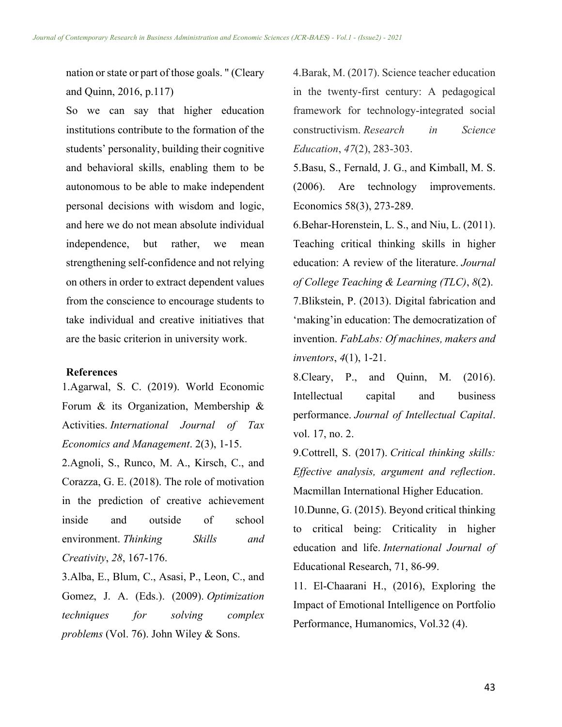nation or state or part of those goals. " (Cleary and Quinn, 2016, p.117)

So we can say that higher education institutions contribute to the formation of the students' personality, building their cognitive and behavioral skills, enabling them to be autonomous to be able to make independent personal decisions with wisdom and logic, and here we do not mean absolute individual independence, but rather, we mean strengthening self-confidence and not relying on others in order to extract dependent values from the conscience to encourage students to take individual and creative initiatives that are the basic criterion in university work.

**References**

1.Agarwal, S. C. (2019). World Economic Forum & its Organization, Membership & Activities. *International Journal of Tax Economics and Management*. 2(3), 1-15.

2.Agnoli, S., Runco, M. A., Kirsch, C., and Corazza, G. E. (2018). The role of motivation in the prediction of creative achievement inside and outside of school environment. *Thinking Skills and Creativity*, *28*, 167-176.

3.Alba, E., Blum, C., Asasi, P., Leon, C., and Gomez, J. A. (Eds.). (2009). *Optimization techniques for solving complex problems* (Vol. 76). John Wiley & Sons.

4.Barak, M. (2017). Science teacher education in the twenty-first century: A pedagogical framework for technology-integrated social constructivism. *Research in Science Education*, *47*(2), 283-303.

5.Basu, S., Fernald, J. G., and Kimball, M. S. (2006). Are technology improvements. Economics 58(3), 273-289.

6.Behar-Horenstein, L. S., and Niu, L. (2011). Teaching critical thinking skills in higher education: A review of the literature. *Journal of College Teaching & Learning (TLC)*, *8*(2).

7.Blikstein, P. (2013). Digital fabrication and 'making'in education: The democratization of invention. *FabLabs: Of machines, makers and inventors*, *4*(1), 1-21.

8.Cleary, P., and Quinn, M. (2016). Intellectual capital and business performance. *Journal of Intellectual Capital*. vol. 17, no. 2.

9.Cottrell, S. (2017). *Critical thinking skills: Effective analysis, argument and reflection*. Macmillan International Higher Education.

10.Dunne, G. (2015). Beyond critical thinking to critical being: Criticality in higher education and life. *International Journal of* Educational Research, 71, 86-99.

11. El-Chaarani H., (2016), Exploring the Impact of Emotional Intelligence on Portfolio Performance, Humanomics, Vol.32 (4).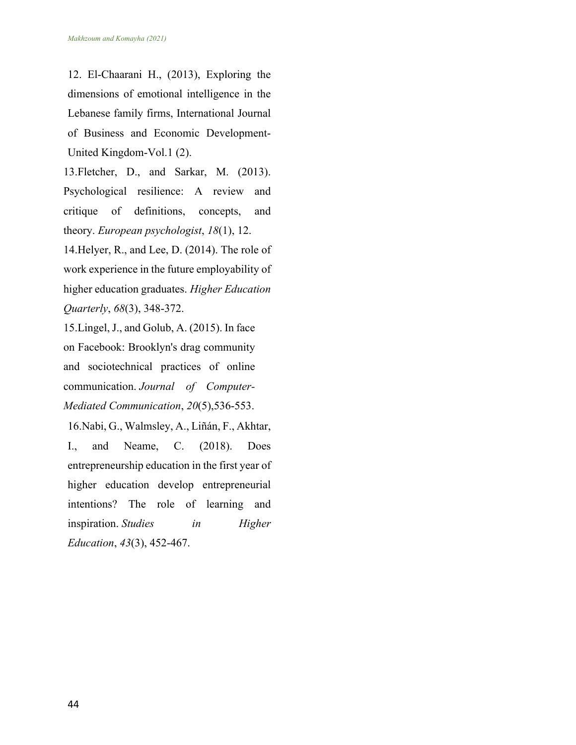12. El-Chaarani H., (2013), Exploring the dimensions of emotional intelligence in the Lebanese family firms, International Journal of Business and Economic Development-United Kingdom-Vol.1 (2).

13.Fletcher, D., and Sarkar, M. (2013). Psychological resilience: A review and critique of definitions, concepts, and theory. *European psychologist*, *18*(1), 12.

14.Helyer, R., and Lee, D. (2014). The role of work experience in the future employability of higher education graduates. *Higher Education Quarterly*, *68*(3), 348-372.

15.Lingel, J., and Golub, A. (2015). In face on Facebook: Brooklyn's drag community and sociotechnical practices of online communication. *Journal of Computer-Mediated Communication*, *20*(5),536-553.

16.Nabi, G., Walmsley, A., Liñán, F., Akhtar, I., and Neame, C. (2018). Does entrepreneurship education in the first year of higher education develop entrepreneurial intentions? The role of learning and inspiration. *Studies in Higher Education*, *43*(3), 452-467.